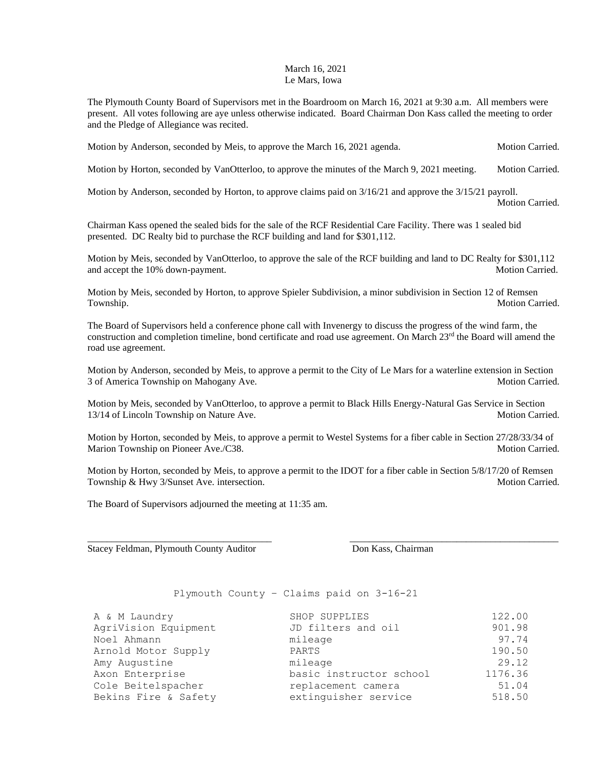March 16, 2021
Le Mars, Iowa

The Plymouth County Board of Supervisors met in the Boardroom on March 16, 2021 at 9:30 a.m. All members were present. All votes following are aye unless otherwise indicated. Board Chairman Don Kass called the meeting to order and the Pledge of Allegiance was recited.

Motion by Anderson, seconded by Meis, to approve the March 16, 2021 agenda. Motion Carried.

Motion by Horton, seconded by VanOtterloo, to approve the minutes of the March 9, 2021 meeting. Motion Carried.

Motion by Anderson, seconded by Horton, to approve claims paid on 3/16/21 and approve the 3/15/21 payroll. Motion Carried.

Chairman Kass opened the sealed bids for the sale of the RCF Residential Care Facility. There was 1 sealed bid presented. DC Realty bid to purchase the RCF building and land for $301,112.

Motion by Meis, seconded by VanOtterloo, to approve the sale of the RCF building and land to DC Realty for $301,112 and accept the 10% down-payment. Motion Carried.

Motion by Meis, seconded by Horton, to approve Spieler Subdivision, a minor subdivision in Section 12 of Remsen Township. Motion Carried.

The Board of Supervisors held a conference phone call with Invenergy to discuss the progress of the wind farm, the construction and completion timeline, bond certificate and road use agreement. On March 23rd the Board will amend the road use agreement.

Motion by Anderson, seconded by Meis, to approve a permit to the City of Le Mars for a waterline extension in Section 3 of America Township on Mahogany Ave. Motion Carried.

Motion by Meis, seconded by VanOtterloo, to approve a permit to Black Hills Energy-Natural Gas Service in Section 13/14 of Lincoln Township on Nature Ave. Motion Carried.

Motion by Horton, seconded by Meis, to approve a permit to Westel Systems for a fiber cable in Section 27/28/33/34 of Marion Township on Pioneer Ave./C38. Motion Carried.

Motion by Horton, seconded by Meis, to approve a permit to the IDOT for a fiber cable in Section 5/8/17/20 of Remsen Township & Hwy 3/Sunset Ave. intersection. Motion Carried.

The Board of Supervisors adjourned the meeting at 11:35 am.

\_\_\_\_\_\_\_\_\_\_\_\_\_\_\_\_\_\_\_\_\_\_\_\_\_\_\_\_\_\_\_\_\_\_\_\_\_\_ \_\_\_\_\_\_\_\_\_\_\_\_\_\_\_\_\_\_\_\_\_\_\_\_\_\_\_\_\_\_\_\_\_\_\_\_\_\_\_\_\_\_

Stacey Feldman, Plymouth County Auditor Don Kass, Chairman

Plymouth County - Claims paid on 3-16-21

| | | |
|---|---|---|
| A & M Laundry | SHOP SUPPLIES | 122.00 |
| AgriVision Equipment | JD filters and oil | 901.98 |
| Noel Ahmann | mileage | 97.74 |
| Arnold Motor Supply | PARTS | 190.50 |
| Amy Augustine | mileage | 29.12 |
| Axon Enterprise | basic instructor school | 1176.36 |
| Cole Beitelspacher | replacement camera | 51.04 |
| Bekins Fire & Safety | extinguisher service | 518.50 |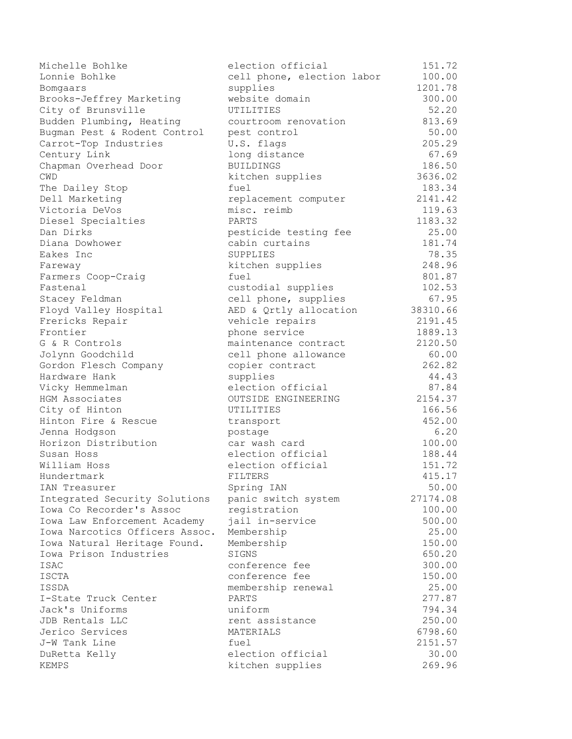| | | |
|---|---|---|
| Michelle Bohlke | election official | 151.72 |
| Lonnie Bohlke | cell phone, election labor | 100.00 |
| Bomgaars | supplies | 1201.78 |
| Brooks-Jeffrey Marketing | website domain | 300.00 |
| City of Brunsville | UTILITIES | 52.20 |
| Budden Plumbing, Heating | courtroom renovation | 813.69 |
| Bugman Pest & Rodent Control | pest control | 50.00 |
| Carrot-Top Industries | U.S. flags | 205.29 |
| Century Link | long distance | 67.69 |
| Chapman Overhead Door | BUILDINGS | 186.50 |
| CWD | kitchen supplies | 3636.02 |
| The Dailey Stop | fuel | 183.34 |
| Dell Marketing | replacement computer | 2141.42 |
| Victoria DeVos | misc. reimb | 119.63 |
| Diesel Specialties | PARTS | 1183.32 |
| Dan Dirks | pesticide testing fee | 25.00 |
| Diana Dowhower | cabin curtains | 181.74 |
| Eakes Inc | SUPPLIES | 78.35 |
| Fareway | kitchen supplies | 248.96 |
| Farmers Coop-Craig | fuel | 801.87 |
| Fastenal | custodial supplies | 102.53 |
| Stacey Feldman | cell phone, supplies | 67.95 |
| Floyd Valley Hospital | AED & Qrtly allocation | 38310.66 |
| Frericks Repair | vehicle repairs | 2191.45 |
| Frontier | phone service | 1889.13 |
| G & R Controls | maintenance contract | 2120.50 |
| Jolynn Goodchild | cell phone allowance | 60.00 |
| Gordon Flesch Company | copier contract | 262.82 |
| Hardware Hank | supplies | 44.43 |
| Vicky Hemmelman | election official | 87.84 |
| HGM Associates | OUTSIDE ENGINEERING | 2154.37 |
| City of Hinton | UTILITIES | 166.56 |
| Hinton Fire & Rescue | transport | 452.00 |
| Jenna Hodgson | postage | 6.20 |
| Horizon Distribution | car wash card | 100.00 |
| Susan Hoss | election official | 188.44 |
| William Hoss | election official | 151.72 |
| Hundertmark | FILTERS | 415.17 |
| IAN Treasurer | Spring IAN | 50.00 |
| Integrated Security Solutions | panic switch system | 27174.08 |
| Iowa Co Recorder's Assoc | registration | 100.00 |
| Iowa Law Enforcement Academy | jail in-service | 500.00 |
| Iowa Narcotics Officers Assoc. | Membership | 25.00 |
| Iowa Natural Heritage Found. | Membership | 150.00 |
| Iowa Prison Industries | SIGNS | 650.20 |
| ISAC | conference fee | 300.00 |
| ISCTA | conference fee | 150.00 |
| ISSDA | membership renewal | 25.00 |
| I-State Truck Center | PARTS | 277.87 |
| Jack's Uniforms | uniform | 794.34 |
| JDB Rentals LLC | rent assistance | 250.00 |
| Jerico Services | MATERIALS | 6798.60 |
| J-W Tank Line | fuel | 2151.57 |
| DuRetta Kelly | election official | 30.00 |
| KEMPS | kitchen supplies | 269.96 |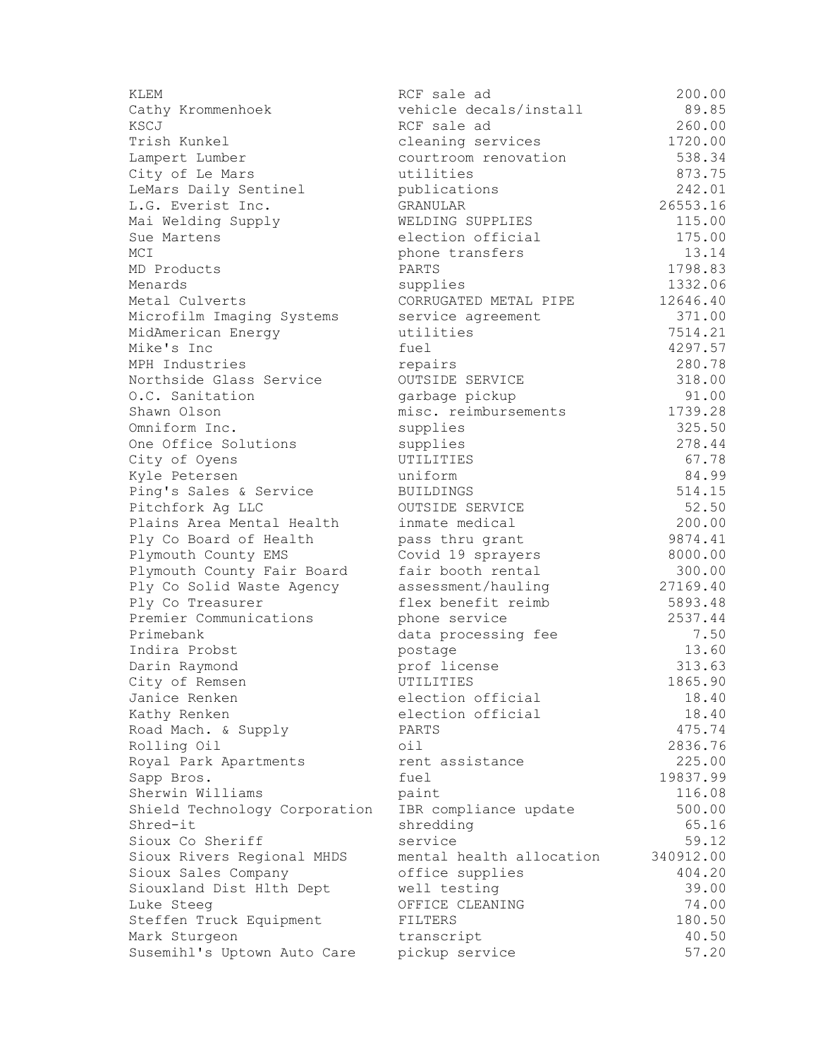| | | |
|---|---|---|
| KLEM | RCF sale ad | 200.00 |
| Cathy Krommenhoek | vehicle decals/install | 89.85 |
| KSCJ | RCF sale ad | 260.00 |
| Trish Kunkel | cleaning services | 1720.00 |
| Lampert Lumber | courtroom renovation | 538.34 |
| City of Le Mars | utilities | 873.75 |
| LeMars Daily Sentinel | publications | 242.01 |
| L.G. Everist Inc. | GRANULAR | 26553.16 |
| Mai Welding Supply | WELDING SUPPLIES | 115.00 |
| Sue Martens | election official | 175.00 |
| MCI | phone transfers | 13.14 |
| MD Products | PARTS | 1798.83 |
| Menards | supplies | 1332.06 |
| Metal Culverts | CORRUGATED METAL PIPE | 12646.40 |
| Microfilm Imaging Systems | service agreement | 371.00 |
| MidAmerican Energy | utilities | 7514.21 |
| Mike's Inc | fuel | 4297.57 |
| MPH Industries | repairs | 280.78 |
| Northside Glass Service | OUTSIDE SERVICE | 318.00 |
| O.C. Sanitation | garbage pickup | 91.00 |
| Shawn Olson | misc. reimbursements | 1739.28 |
| Omniform Inc. | supplies | 325.50 |
| One Office Solutions | supplies | 278.44 |
| City of Oyens | UTILITIES | 67.78 |
| Kyle Petersen | uniform | 84.99 |
| Ping's Sales & Service | BUILDINGS | 514.15 |
| Pitchfork Ag LLC | OUTSIDE SERVICE | 52.50 |
| Plains Area Mental Health | inmate medical | 200.00 |
| Ply Co Board of Health | pass thru grant | 9874.41 |
| Plymouth County EMS | Covid 19 sprayers | 8000.00 |
| Plymouth County Fair Board | fair booth rental | 300.00 |
| Ply Co Solid Waste Agency | assessment/hauling | 27169.40 |
| Ply Co Treasurer | flex benefit reimb | 5893.48 |
| Premier Communications | phone service | 2537.44 |
| Primebank | data processing fee | 7.50 |
| Indira Probst | postage | 13.60 |
| Darin Raymond | prof license | 313.63 |
| City of Remsen | UTILITIES | 1865.90 |
| Janice Renken | election official | 18.40 |
| Kathy Renken | election official | 18.40 |
| Road Mach. & Supply | PARTS | 475.74 |
| Rolling Oil | oil | 2836.76 |
| Royal Park Apartments | rent assistance | 225.00 |
| Sapp Bros. | fuel | 19837.99 |
| Sherwin Williams | paint | 116.08 |
| Shield Technology Corporation | IBR compliance update | 500.00 |
| Shred-it | shredding | 65.16 |
| Sioux Co Sheriff | service | 59.12 |
| Sioux Rivers Regional MHDS | mental health allocation | 340912.00 |
| Sioux Sales Company | office supplies | 404.20 |
| Siouxland Dist Hlth Dept | well testing | 39.00 |
| Luke Steeg | OFFICE CLEANING | 74.00 |
| Steffen Truck Equipment | FILTERS | 180.50 |
| Mark Sturgeon | transcript | 40.50 |
| Susemihl's Uptown Auto Care | pickup service | 57.20 |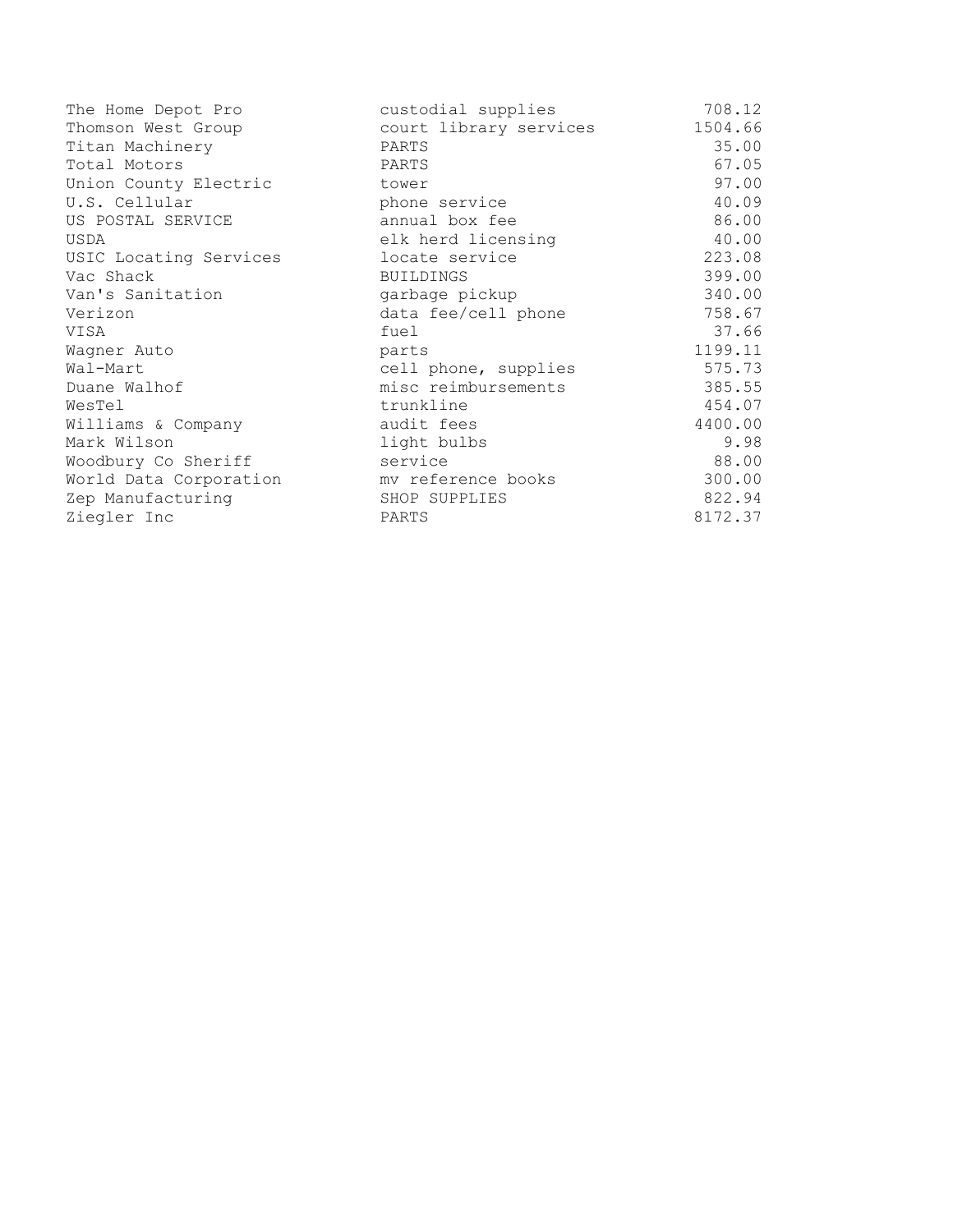| | | |
|---|---|---|
| The Home Depot Pro | custodial supplies | 708.12 |
| Thomson West Group | court library services | 1504.66 |
| Titan Machinery | PARTS | 35.00 |
| Total Motors | PARTS | 67.05 |
| Union County Electric | tower | 97.00 |
| U.S. Cellular | phone service | 40.09 |
| US POSTAL SERVICE | annual box fee | 86.00 |
| USDA | elk herd licensing | 40.00 |
| USIC Locating Services | locate service | 223.08 |
| Vac Shack | BUILDINGS | 399.00 |
| Van's Sanitation | garbage pickup | 340.00 |
| Verizon | data fee/cell phone | 758.67 |
| VISA | fuel | 37.66 |
| Wagner Auto | parts | 1199.11 |
| Wal-Mart | cell phone, supplies | 575.73 |
| Duane Walhof | misc reimbursements | 385.55 |
| WesTel | trunkline | 454.07 |
| Williams & Company | audit fees | 4400.00 |
| Mark Wilson | light bulbs | 9.98 |
| Woodbury Co Sheriff | service | 88.00 |
| World Data Corporation | mv reference books | 300.00 |
| Zep Manufacturing | SHOP SUPPLIES | 822.94 |
| Ziegler Inc | PARTS | 8172.37 |